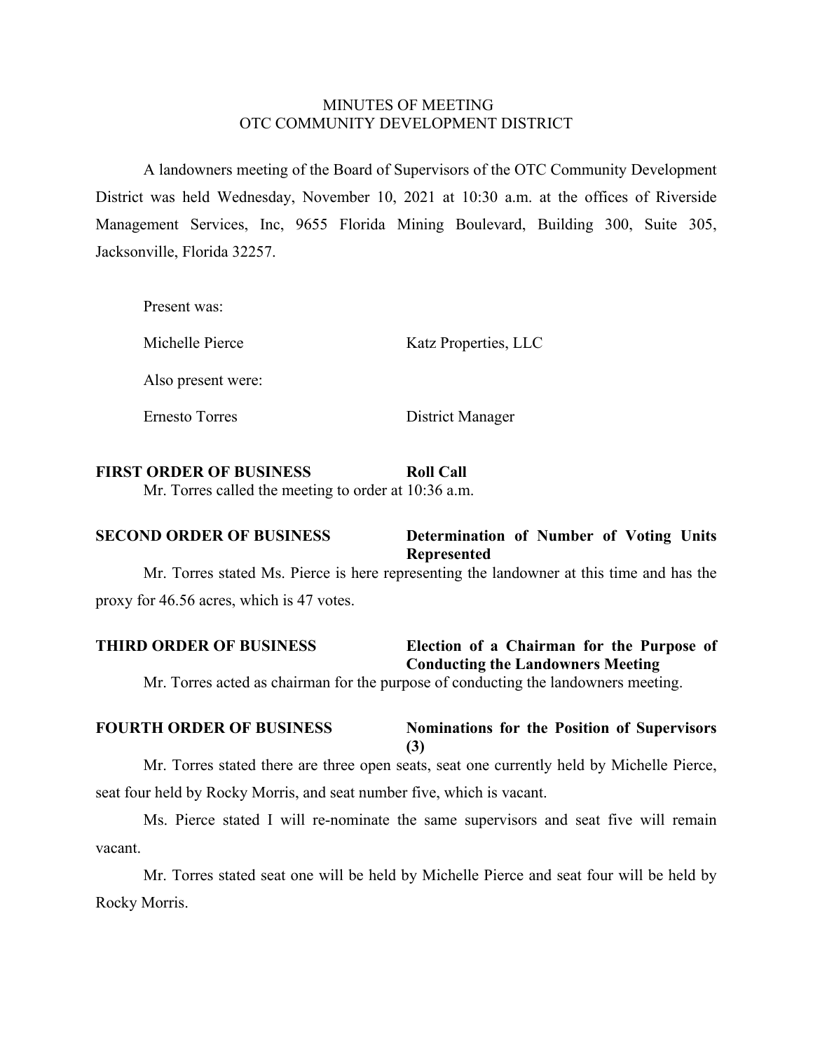# MINUTES OF MEETING
# OTC COMMUNITY DEVELOPMENT DISTRICT

A landowners meeting of the Board of Supervisors of the OTC Community Development District was held Wednesday, November 10, 2021 at 10:30 a.m. at the offices of Riverside Management Services, Inc, 9655 Florida Mining Boulevard, Building 300, Suite 305, Jacksonville, Florida 32257.

Present was:

| | |
|---|---|
| Michelle Pierce | Katz Properties, LLC |

Also present were:

| | |
|---|---|
| Ernesto Torres | District Manager |

**FIRST ORDER OF BUSINESS** **Roll Call**

Mr. Torres called the meeting to order at 10:36 a.m.

**SECOND ORDER OF BUSINESS** **Determination of Number of Voting Units Represented**

Mr. Torres stated Ms. Pierce is here representing the landowner at this time and has the proxy for 46.56 acres, which is 47 votes.

**THIRD ORDER OF BUSINESS** **Election of a Chairman for the Purpose of Conducting the Landowners Meeting**

Mr. Torres acted as chairman for the purpose of conducting the landowners meeting.

**FOURTH ORDER OF BUSINESS** **Nominations for the Position of Supervisors (3)**

Mr. Torres stated there are three open seats, seat one currently held by Michelle Pierce, seat four held by Rocky Morris, and seat number five, which is vacant.

Ms. Pierce stated I will re-nominate the same supervisors and seat five will remain vacant.

Mr. Torres stated seat one will be held by Michelle Pierce and seat four will be held by Rocky Morris.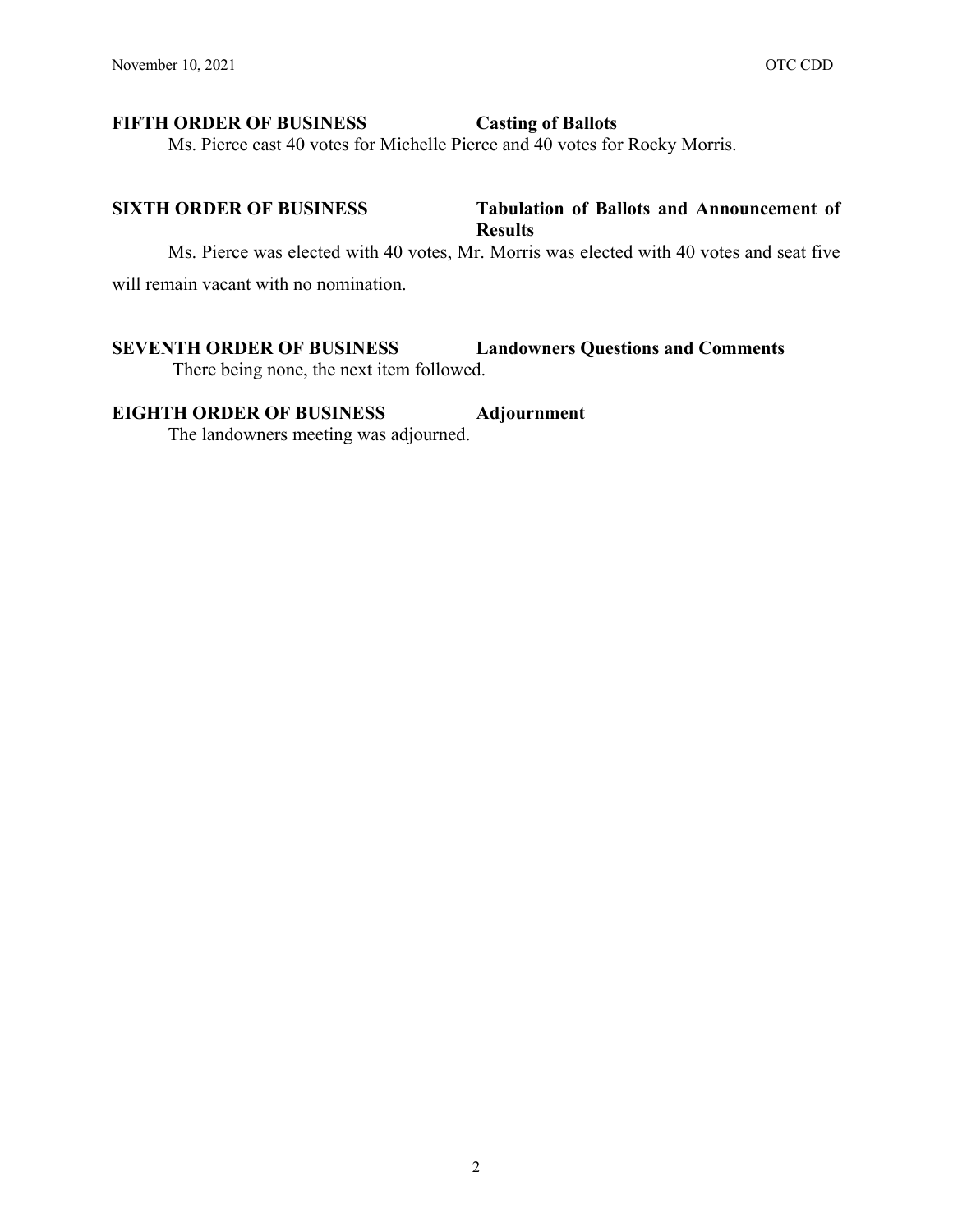**FIFTH ORDER OF BUSINESS** **Casting of Ballots**

Ms. Pierce cast 40 votes for Michelle Pierce and 40 votes for Rocky Morris.

**SIXTH ORDER OF BUSINESS** **Tabulation of Ballots and Announcement of Results**

Ms. Pierce was elected with 40 votes, Mr. Morris was elected with 40 votes and seat five will remain vacant with no nomination.

**SEVENTH ORDER OF BUSINESS** **Landowners Questions and Comments**

There being none, the next item followed.

**EIGHTH ORDER OF BUSINESS** **Adjournment**

The landowners meeting was adjourned.